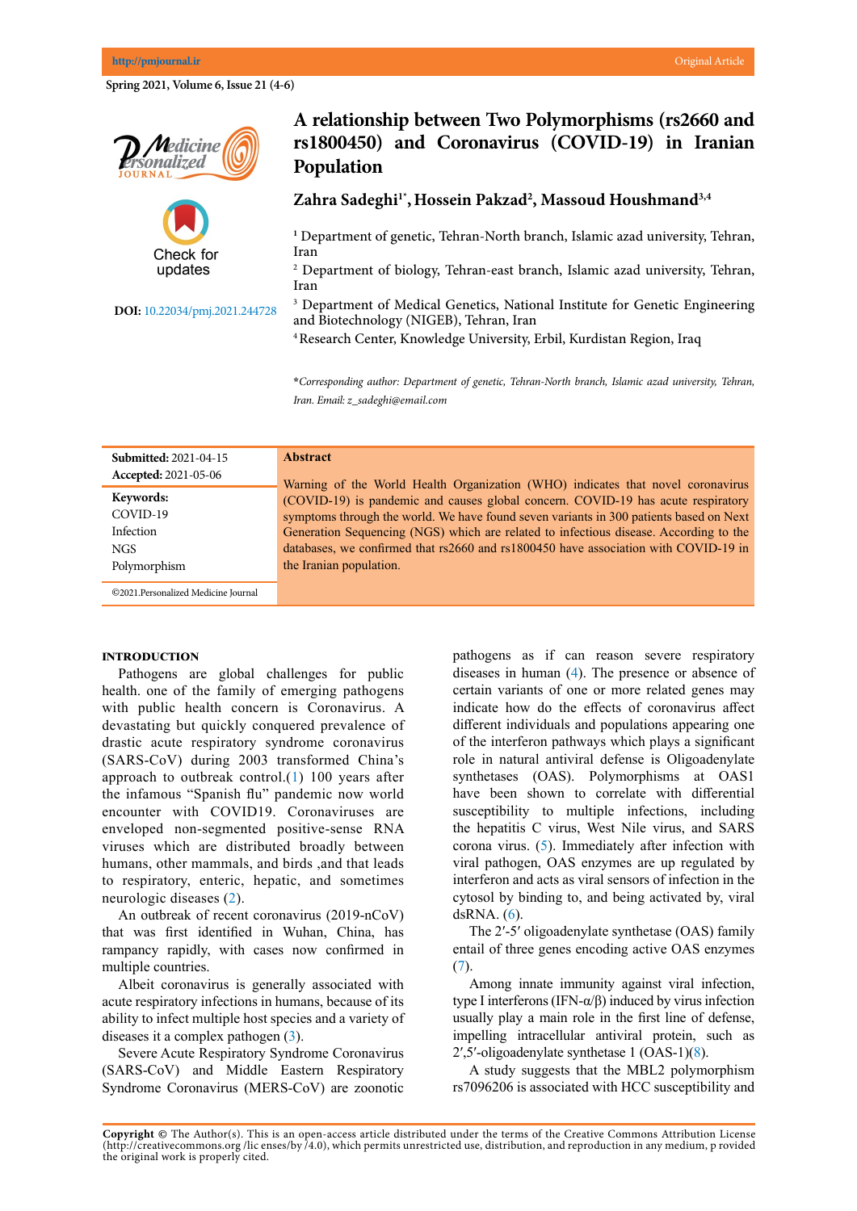# A relationship between Two Polymorphisms (rs2660 and rs1800450) and Coronavirus (COVID-19) in Iranian Population

**Zahra Sadeghi[1*], Hossein Pakzad[2], Massoud Houshmand[3,4]**

[1] Department of genetic, Tehran-North branch, Islamic azad university, Tehran, Iran

[2] Department of biology, Tehran-east branch, Islamic azad university, Tehran, Iran

[3] Department of Medical Genetics, National Institute for Genetic Engineering and Biotechnology (NIGEB), Tehran, Iran

[4] Research Center, Knowledge University, Erbil, Kurdistan Region, Iraq

*\*Corresponding author: Department of genetic, Tehran-North branch, Islamic azad university, Tehran, Iran. Email: z_sadeghi@email.com*

**DOI:** 10.22034/pmj.2021.244728

**Submitted:** 2021-04-15
**Accepted:** 2021-05-06

**Keywords:**
COVID-19
Infection
NGS
Polymorphism

©2021.Personalized Medicine Journal

**Abstract**

Warning of the World Health Organization (WHO) indicates that novel coronavirus (COVID-19) is pandemic and causes global concern. COVID-19 has acute respiratory symptoms through the world. We have found seven variants in 300 patients based on Next Generation Sequencing (NGS) which are related to infectious disease. According to the databases, we confirmed that rs2660 and rs1800450 have association with COVID-19 in the Iranian population.

## INTRODUCTION

Pathogens are global challenges for public health. one of the family of emerging pathogens with public health concern is Coronavirus. A devastating but quickly conquered prevalence of drastic acute respiratory syndrome coronavirus (SARS-CoV) during 2003 transformed China's approach to outbreak control.(1) 100 years after the infamous "Spanish flu" pandemic now world encounter with COVID19. Coronaviruses are enveloped non-segmented positive-sense RNA viruses which are distributed broadly between humans, other mammals, and birds ,and that leads to respiratory, enteric, hepatic, and sometimes neurologic diseases (2).

An outbreak of recent coronavirus (2019-nCoV) that was first identified in Wuhan, China, has rampancy rapidly, with cases now confirmed in multiple countries.

Albeit coronavirus is generally associated with acute respiratory infections in humans, because of its ability to infect multiple host species and a variety of diseases it a complex pathogen (3).

Severe Acute Respiratory Syndrome Coronavirus (SARS-CoV) and Middle Eastern Respiratory Syndrome Coronavirus (MERS-CoV) are zoonotic pathogens as if can reason severe respiratory diseases in human (4). The presence or absence of certain variants of one or more related genes may indicate how do the effects of coronavirus affect different individuals and populations appearing one of the interferon pathways which plays a significant role in natural antiviral defense is Oligoadenylate synthetases (OAS). Polymorphisms at OAS1 have been shown to correlate with differential susceptibility to multiple infections, including the hepatitis C virus, West Nile virus, and SARS corona virus. (5). Immediately after infection with viral pathogen, OAS enzymes are up regulated by interferon and acts as viral sensors of infection in the cytosol by binding to, and being activated by, viral dsRNA. (6).

The 2′-5′ oligoadenylate synthetase (OAS) family entail of three genes encoding active OAS enzymes (7).

Among innate immunity against viral infection, type I interferons (IFN-α/β) induced by virus infection usually play a main role in the first line of defense, impelling intracellular antiviral protein, such as 2′,5′-oligoadenylate synthetase 1 (OAS-1)(8).

A study suggests that the MBL2 polymorphism rs7096206 is associated with HCC susceptibility and

**Copyright ©** The Author(s). This is an open-access article distributed under the terms of the Creative Commons Attribution License (http://creativecommons.org /lic enses/by /4.0), which permits unrestricted use, distribution, and reproduction in any medium, p rovided the original work is properly cited.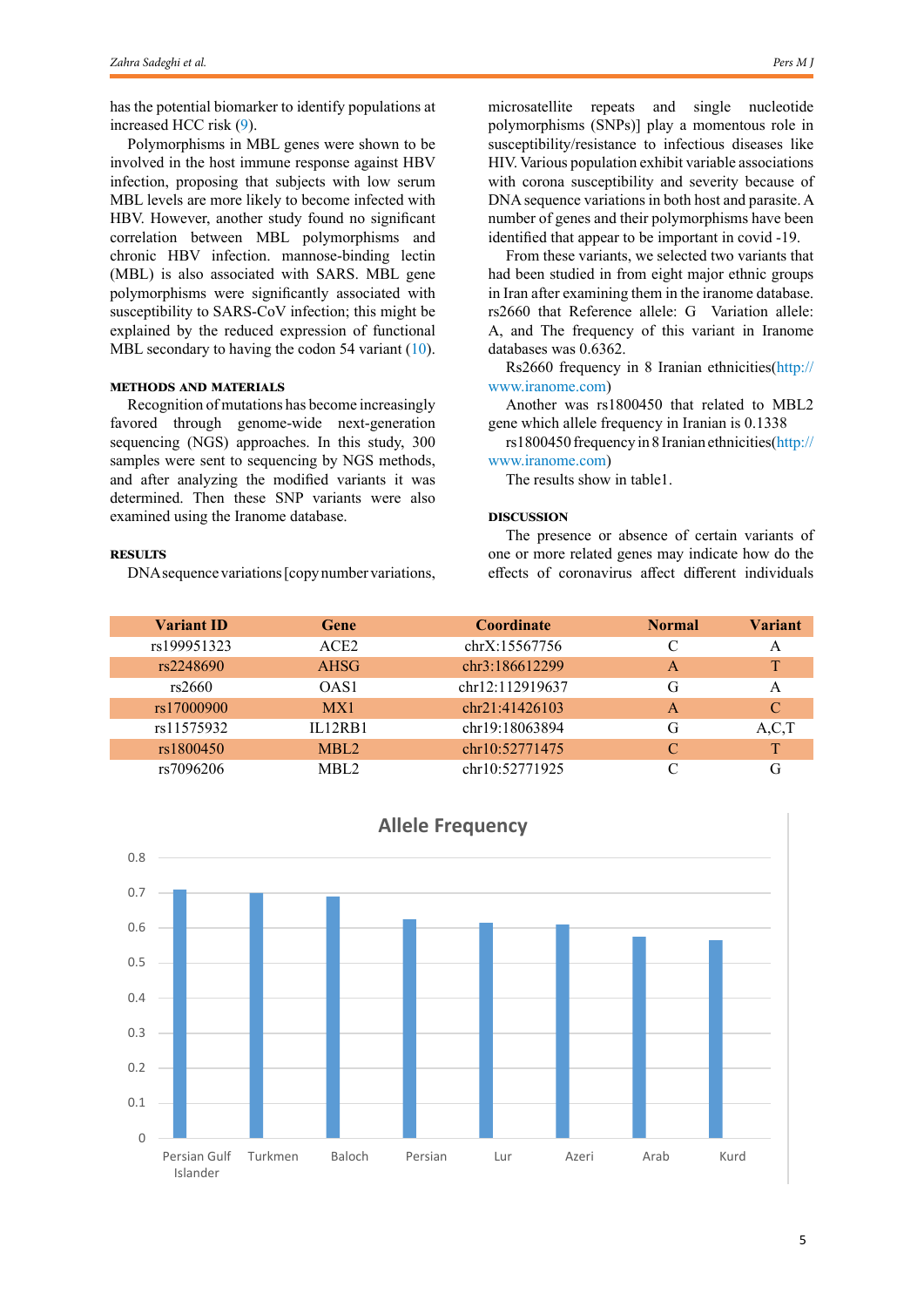has the potential biomarker to identify populations at increased HCC risk (9).

Polymorphisms in MBL genes were shown to be involved in the host immune response against HBV infection, proposing that subjects with low serum MBL levels are more likely to become infected with HBV. However, another study found no significant correlation between MBL polymorphisms and chronic HBV infection. mannose-binding lectin (MBL) is also associated with SARS. MBL gene polymorphisms were significantly associated with susceptibility to SARS-CoV infection; this might be explained by the reduced expression of functional MBL secondary to having the codon 54 variant (10).

## METHODS AND MATERIALS

Recognition of mutations has become increasingly favored through genome-wide next-generation sequencing (NGS) approaches. In this study, 300 samples were sent to sequencing by NGS methods, and after analyzing the modified variants it was determined. Then these SNP variants were also examined using the Iranome database.

## RESULTS

DNA sequence variations [copy number variations, microsatellite repeats and single nucleotide polymorphisms (SNPs)] play a momentous role in susceptibility/resistance to infectious diseases like HIV. Various population exhibit variable associations with corona susceptibility and severity because of DNA sequence variations in both host and parasite. A number of genes and their polymorphisms have been identified that appear to be important in covid -19.

From these variants, we selected two variants that had been studied in from eight major ethnic groups in Iran after examining them in the iranome database. rs2660 that Reference allele: G Variation allele: A, and The frequency of this variant in Iranome databases was 0.6362.

Rs2660 frequency in 8 Iranian ethnicities(http://www.iranome.com)

Another was rs1800450 that related to MBL2 gene which allele frequency in Iranian is 0.1338

rs1800450 frequency in 8 Iranian ethnicities(http://www.iranome.com)

The results show in table1.

## DISCUSSION

The presence or absence of certain variants of one or more related genes may indicate how do the effects of coronavirus affect different individuals

| Variant ID | Gene | Coordinate | Normal | Variant |
|---|---|---|---|---|
| rs199951323 | ACE2 | chrX:15567756 | C | A |
| rs2248690 | AHSG | chr3:186612299 | A | T |
| rs2660 | OAS1 | chr12:112919637 | G | A |
| rs17000900 | MX1 | chr21:41426103 | A | C |
| rs11575932 | IL12RB1 | chr19:18063894 | G | A,C,T |
| rs1800450 | MBL2 | chr10:52771475 | C | T |
| rs7096206 | MBL2 | chr10:52771925 | C | G |

**Allele Frequency**

| Ethnicity | Allele Frequency (approx.) |
|---|---|
| Persian Gulf Islander | 0.71 |
| Turkmen | 0.70 |
| Baloch | 0.69 |
| Persian | 0.625 |
| Lur | 0.615 |
| Azeri | 0.61 |
| Arab | 0.575 |
| Kurd | 0.565 |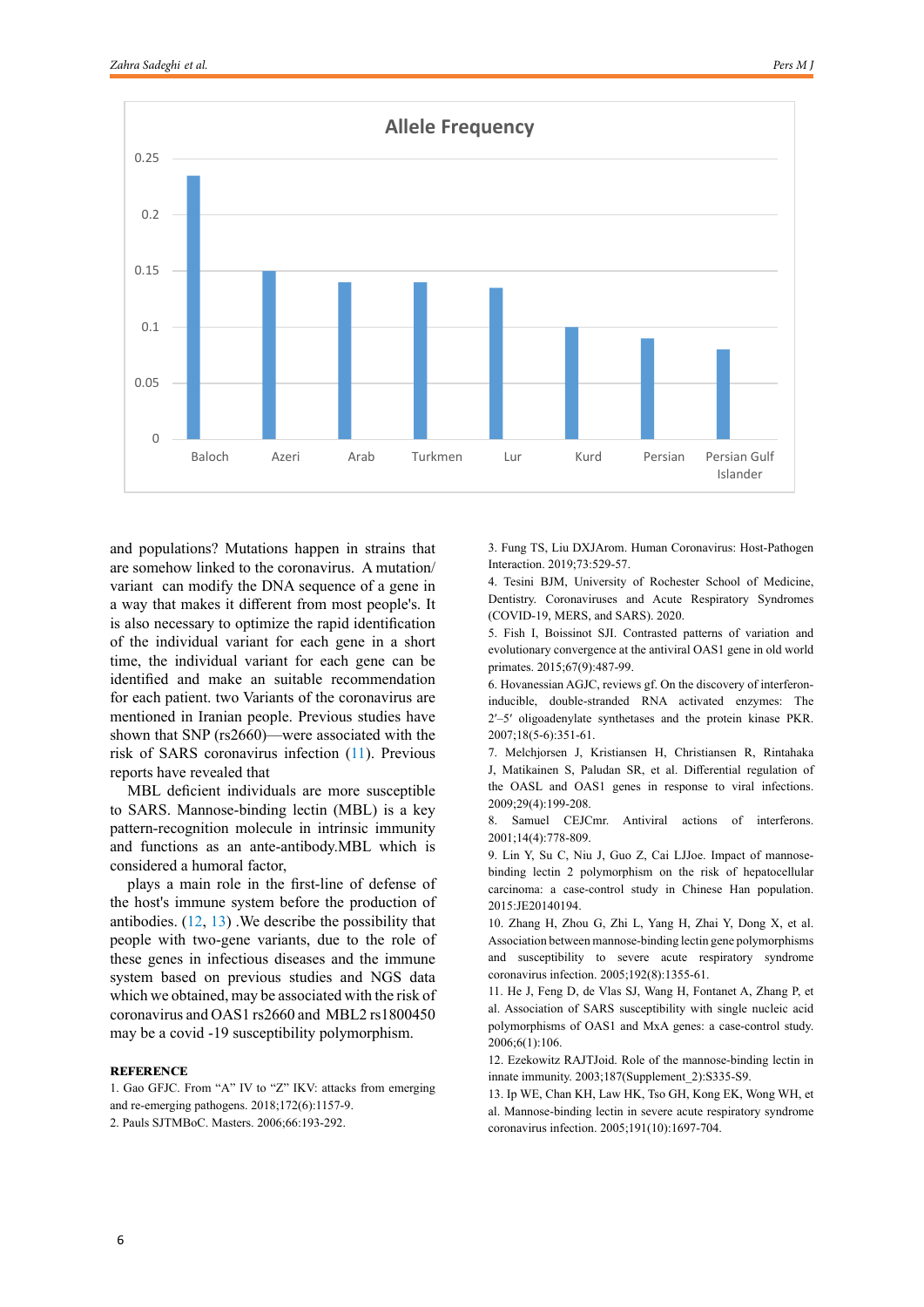Allele Frequency

0.25
0.2
0.15
0.1
0.05
0

Baloch
Azeri
Arab
Turkmen
Lur
Kurd
Persian
Persian Gulf Islander

and populations? Mutations happen in strains that are somehow linked to the coronavirus. A mutation/ variant can modify the DNA sequence of a gene in a way that makes it different from most people's. It is also necessary to optimize the rapid identification of the individual variant for each gene in a short time, the individual variant for each gene can be identified and make an suitable recommendation for each patient. two Variants of the coronavirus are mentioned in Iranian people. Previous studies have shown that SNP (rs2660)—were associated with the risk of SARS coronavirus infection (11). Previous reports have revealed that

MBL deficient individuals are more susceptible to SARS. Mannose-binding lectin (MBL) is a key pattern-recognition molecule in intrinsic immunity and functions as an ante-antibody.MBL which is considered a humoral factor,

plays a main role in the first-line of defense of the host's immune system before the production of antibodies. (12, 13) .We describe the possibility that people with two-gene variants, due to the role of these genes in infectious diseases and the immune system based on previous studies and NGS data which we obtained, may be associated with the risk of coronavirus and OAS1 rs2660 and MBL2 rs1800450 may be a covid -19 susceptibility polymorphism.

## REFERENCE

1. Gao GFJC. From "A" IV to "Z" IKV: attacks from emerging and re-emerging pathogens. 2018;172(6):1157-9.
2. Pauls SJTMBoC. Masters. 2006;66:193-292.
3. Fung TS, Liu DXJArom. Human Coronavirus: Host-Pathogen Interaction. 2019;73:529-57.
4. Tesini BJM, University of Rochester School of Medicine, Dentistry. Coronaviruses and Acute Respiratory Syndromes (COVID-19, MERS, and SARS). 2020.
5. Fish I, Boissinot SJI. Contrasted patterns of variation and evolutionary convergence at the antiviral OAS1 gene in old world primates. 2015;67(9):487-99.
6. Hovanessian AGJC, reviews gf. On the discovery of interferon-inducible, double-stranded RNA activated enzymes: The 2′–5′ oligoadenylate synthetases and the protein kinase PKR. 2007;18(5-6):351-61.
7. Melchjorsen J, Kristiansen H, Christiansen R, Rintahaka J, Matikainen S, Paludan SR, et al. Differential regulation of the OASL and OAS1 genes in response to viral infections. 2009;29(4):199-208.
8. Samuel CEJCmr. Antiviral actions of interferons. 2001;14(4):778-809.
9. Lin Y, Su C, Niu J, Guo Z, Cai LJJoe. Impact of mannose-binding lectin 2 polymorphism on the risk of hepatocellular carcinoma: a case-control study in Chinese Han population. 2015:JE20140194.
10. Zhang H, Zhou G, Zhi L, Yang H, Zhai Y, Dong X, et al. Association between mannose-binding lectin gene polymorphisms and susceptibility to severe acute respiratory syndrome coronavirus infection. 2005;192(8):1355-61.
11. He J, Feng D, de Vlas SJ, Wang H, Fontanet A, Zhang P, et al. Association of SARS susceptibility with single nucleic acid polymorphisms of OAS1 and MxA genes: a case-control study. 2006;6(1):106.
12. Ezekowitz RAJTJoid. Role of the mannose-binding lectin in innate immunity. 2003;187(Supplement_2):S335-S9.
13. Ip WE, Chan KH, Law HK, Tso GH, Kong EK, Wong WH, et al. Mannose-binding lectin in severe acute respiratory syndrome coronavirus infection. 2005;191(10):1697-704.